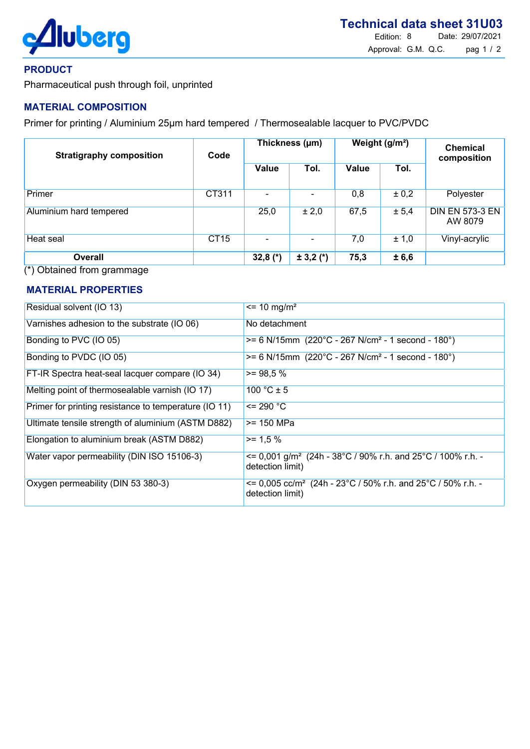# Technical data sheet 31U03

Edition: 8 Date: 29/07/2021

Approval: G.M. Q.C.

## PRODUCT

Pharmaceutical push through foil, unprinted

## MATERIAL COMPOSITION

Primer for printing / Aluminium 25µm hard tempered / Thermosealable lacquer to PVC/PVDC

| Stratigraphy composition | Code | Thickness (µm) | | Weight (g/m²) | | Chemical composition |
|---|---|---|---|---|---|---|
| | | Value | Tol. | Value | Tol. | |
| Primer | CT311 | - | - | 0,8 | ± 0,2 | Polyester |
| Aluminium hard tempered | | 25,0 | ± 2,0 | 67,5 | ± 5,4 | DIN EN 573-3 EN AW 8079 |
| Heat seal | CT15 | - | - | 7,0 | ± 1,0 | Vinyl-acrylic |
| **Overall** | | **32,8 (\*)** | **± 3,2 (\*)** | **75,3** | **± 6,6** | |

(*) Obtained from grammage

## MATERIAL PROPERTIES

| | |
|---|---|
| Residual solvent (IO 13) | <= 10 mg/m² |
| Varnishes adhesion to the substrate (IO 06) | No detachment |
| Bonding to PVC (IO 05) | >= 6 N/15mm (220°C - 267 N/cm² - 1 second - 180°) |
| Bonding to PVDC (IO 05) | >= 6 N/15mm (220°C - 267 N/cm² - 1 second - 180°) |
| FT-IR Spectra heat-seal lacquer compare (IO 34) | >= 98,5 % |
| Melting point of thermosealable varnish (IO 17) | 100 °C ± 5 |
| Primer for printing resistance to temperature (IO 11) | <= 290 °C |
| Ultimate tensile strength of aluminium (ASTM D882) | >= 150 MPa |
| Elongation to aluminium break (ASTM D882) | >= 1,5 % |
| Water vapor permeability (DIN ISO 15106-3) | <= 0,001 g/m² (24h - 38°C / 90% r.h. and 25°C / 100% r.h. - detection limit) |
| Oxygen permeability (DIN 53 380-3) | <= 0,005 cc/m² (24h - 23°C / 50% r.h. and 25°C / 50% r.h. - detection limit) |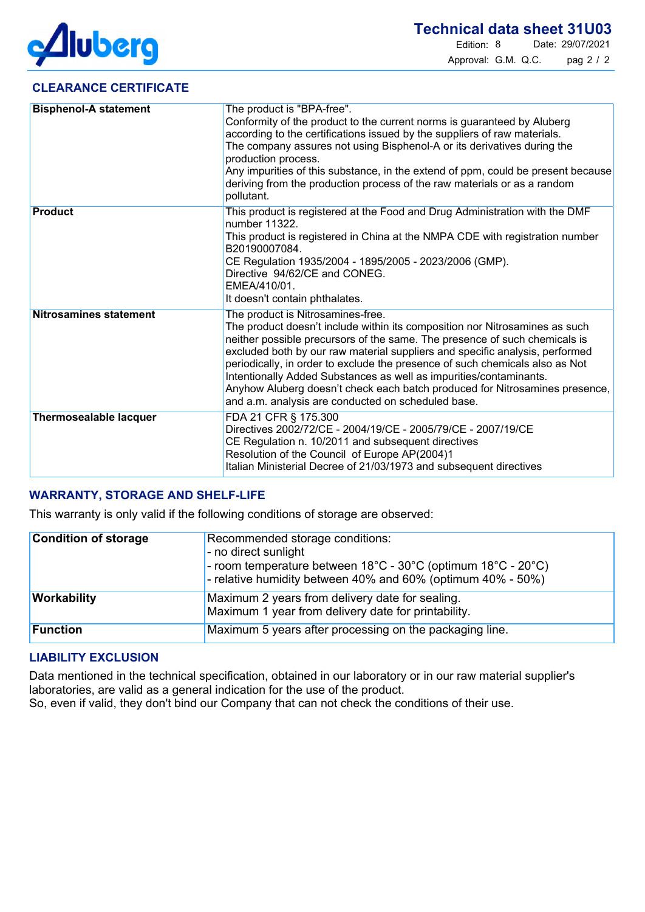## CLEARANCE CERTIFICATE

| | |
|---|---|
| **Bisphenol-A statement** | The product is "BPA-free".<br>Conformity of the product to the current norms is guaranteed by Aluberg according to the certifications issued by the suppliers of raw materials.<br>The company assures not using Bisphenol-A or its derivatives during the production process.<br>Any impurities of this substance, in the extend of ppm, could be present because deriving from the production process of the raw materials or as a random pollutant. |
| **Product** | This product is registered at the Food and Drug Administration with the DMF number 11322.<br>This product is registered in China at the NMPA CDE with registration number B20190007084.<br>CE Regulation 1935/2004 - 1895/2005 - 2023/2006 (GMP).<br>Directive 94/62/CE and CONEG.<br>EMEA/410/01.<br>It doesn't contain phthalates. |
| **Nitrosamines statement** | The product is Nitrosamines-free.<br>The product doesn't include within its composition nor Nitrosamines as such neither possible precursors of the same. The presence of such chemicals is excluded both by our raw material suppliers and specific analysis, performed periodically, in order to exclude the presence of such chemicals also as Not Intentionally Added Substances as well as impurities/contaminants.<br>Anyhow Aluberg doesn't check each batch produced for Nitrosamines presence, and a.m. analysis are conducted on scheduled base. |
| **Thermosealable lacquer** | FDA 21 CFR § 175.300<br>Directives 2002/72/CE - 2004/19/CE - 2005/79/CE - 2007/19/CE<br>CE Regulation n. 10/2011 and subsequent directives<br>Resolution of the Council of Europe AP(2004)1<br>Italian Ministerial Decree of 21/03/1973 and subsequent directives |

## WARRANTY, STORAGE AND SHELF-LIFE

This warranty is only valid if the following conditions of storage are observed:

| | |
|---|---|
| **Condition of storage** | Recommended storage conditions:<br>- no direct sunlight<br>- room temperature between 18°C - 30°C (optimum 18°C - 20°C)<br>- relative humidity between 40% and 60% (optimum 40% - 50%) |
| **Workability** | Maximum 2 years from delivery date for sealing.<br>Maximum 1 year from delivery date for printability. |
| **Function** | Maximum 5 years after processing on the packaging line. |

## LIABILITY EXCLUSION

Data mentioned in the technical specification, obtained in our laboratory or in our raw material supplier's laboratories, are valid as a general indication for the use of the product.
So, even if valid, they don't bind our Company that can not check the conditions of their use.